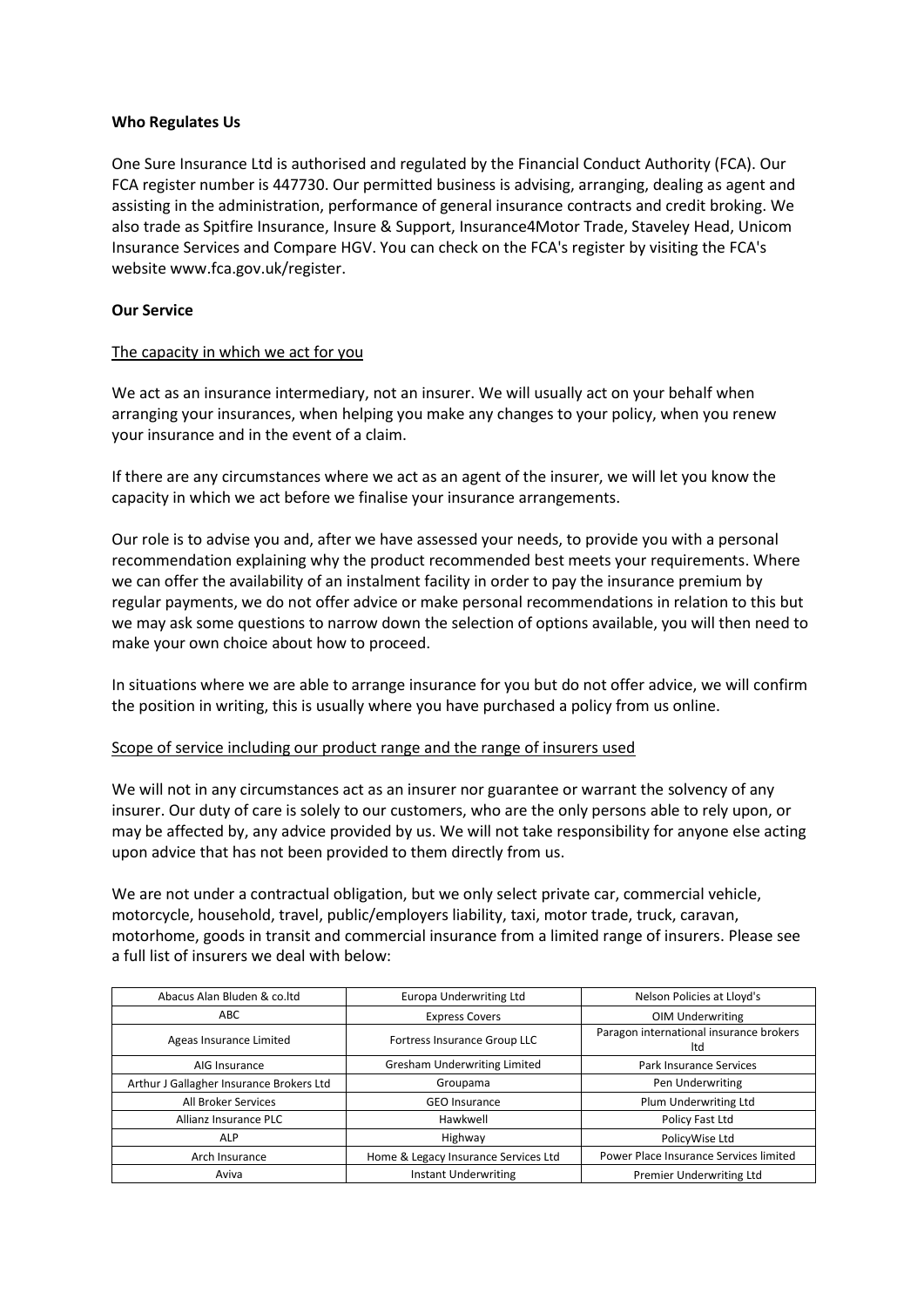**Who Regulates Us**

One Sure Insurance Ltd is authorised and regulated by the Financial Conduct Authority (FCA). Our FCA register number is 447730. Our permitted business is advising, arranging, dealing as agent and assisting in the administration, performance of general insurance contracts and credit broking. We also trade as Spitfire Insurance, Insure & Support, Insurance4Motor Trade, Staveley Head, Unicom Insurance Services and Compare HGV. You can check on the FCA's register by visiting the FCA's website www.fca.gov.uk/register.

**Our Service**

<u>The capacity in which we act for you</u>

We act as an insurance intermediary, not an insurer. We will usually act on your behalf when arranging your insurances, when helping you make any changes to your policy, when you renew your insurance and in the event of a claim.

If there are any circumstances where we act as an agent of the insurer, we will let you know the capacity in which we act before we finalise your insurance arrangements.

Our role is to advise you and, after we have assessed your needs, to provide you with a personal recommendation explaining why the product recommended best meets your requirements. Where we can offer the availability of an instalment facility in order to pay the insurance premium by regular payments, we do not offer advice or make personal recommendations in relation to this but we may ask some questions to narrow down the selection of options available, you will then need to make your own choice about how to proceed.

In situations where we are able to arrange insurance for you but do not offer advice, we will confirm the position in writing, this is usually where you have purchased a policy from us online.

<u>Scope of service including our product range and the range of insurers used</u>

We will not in any circumstances act as an insurer nor guarantee or warrant the solvency of any insurer. Our duty of care is solely to our customers, who are the only persons able to rely upon, or may be affected by, any advice provided by us. We will not take responsibility for anyone else acting upon advice that has not been provided to them directly from us.

We are not under a contractual obligation, but we only select private car, commercial vehicle, motorcycle, household, travel, public/employers liability, taxi, motor trade, truck, caravan, motorhome, goods in transit and commercial insurance from a limited range of insurers. Please see a full list of insurers we deal with below:

| | | |
|---|---|---|
| Abacus Alan Bluden & co.ltd | Europa Underwriting Ltd | Nelson Policies at Lloyd's |
| ABC | Express Covers | OIM Underwriting |
| Ageas Insurance Limited | Fortress Insurance Group LLC | Paragon international insurance brokers ltd |
| AIG Insurance | Gresham Underwriting Limited | Park Insurance Services |
| Arthur J Gallagher Insurance Brokers Ltd | Groupama | Pen Underwriting |
| All Broker Services | GEO Insurance | Plum Underwriting Ltd |
| Allianz Insurance PLC | Hawkwell | Policy Fast Ltd |
| ALP | Highway | PolicyWise Ltd |
| Arch Insurance | Home & Legacy Insurance Services Ltd | Power Place Insurance Services limited |
| Aviva | Instant Underwriting | Premier Underwriting Ltd |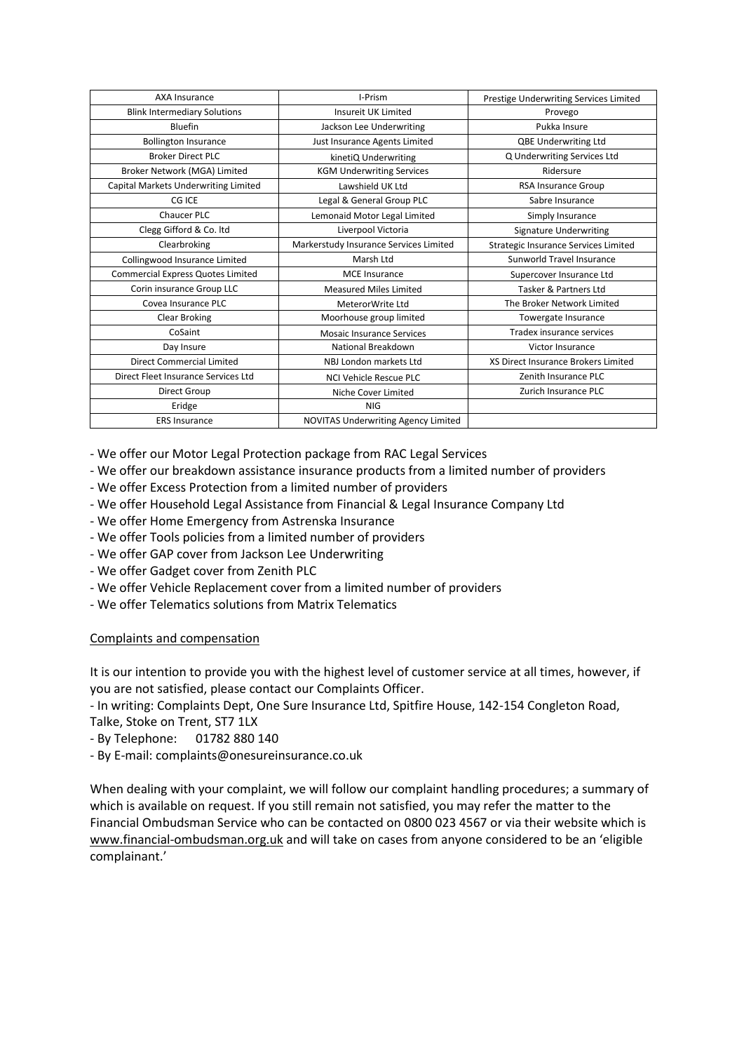| AXA Insurance | I-Prism | Prestige Underwriting Services Limited |
|---|---|---|
| Blink Intermediary Solutions | Insureit UK Limited | Provego |
| Bluefin | Jackson Lee Underwriting | Pukka Insure |
| Bollington Insurance | Just Insurance Agents Limited | QBE Underwriting Ltd |
| Broker Direct PLC | kinetiQ Underwriting | Q Underwriting Services Ltd |
| Broker Network (MGA) Limited | KGM Underwriting Services | Ridersure |
| Capital Markets Underwriting Limited | Lawshield UK Ltd | RSA Insurance Group |
| CG ICE | Legal & General Group PLC | Sabre Insurance |
| Chaucer PLC | Lemonaid Motor Legal Limited | Simply Insurance |
| Clegg Gifford & Co. ltd | Liverpool Victoria | Signature Underwriting |
| Clearbroking | Markerstudy Insurance Services Limited | Strategic Insurance Services Limited |
| Collingwood Insurance Limited | Marsh Ltd | Sunworld Travel Insurance |
| Commercial Express Quotes Limited | MCE Insurance | Supercover Insurance Ltd |
| Corin insurance Group LLC | Measured Miles Limited | Tasker & Partners Ltd |
| Covea Insurance PLC | MeterorWrite Ltd | The Broker Network Limited |
| Clear Broking | Moorhouse group limited | Towergate Insurance |
| CoSaint | Mosaic Insurance Services | Tradex insurance services |
| Day Insure | National Breakdown | Victor Insurance |
| Direct Commercial Limited | NBJ London markets Ltd | XS Direct Insurance Brokers Limited |
| Direct Fleet Insurance Services Ltd | NCI Vehicle Rescue PLC | Zenith Insurance PLC |
| Direct Group | Niche Cover Limited | Zurich Insurance PLC |
| Eridge | NIG | |
| ERS Insurance | NOVITAS Underwriting Agency Limited | |

- We offer our Motor Legal Protection package from RAC Legal Services
- We offer our breakdown assistance insurance products from a limited number of providers
- We offer Excess Protection from a limited number of providers
- We offer Household Legal Assistance from Financial & Legal Insurance Company Ltd
- We offer Home Emergency from Astrenska Insurance
- We offer Tools policies from a limited number of providers
- We offer GAP cover from Jackson Lee Underwriting
- We offer Gadget cover from Zenith PLC
- We offer Vehicle Replacement cover from a limited number of providers
- We offer Telematics solutions from Matrix Telematics

## Complaints and compensation

It is our intention to provide you with the highest level of customer service at all times, however, if you are not satisfied, please contact our Complaints Officer.

- In writing: Complaints Dept, One Sure Insurance Ltd, Spitfire House, 142-154 Congleton Road, Talke, Stoke on Trent, ST7 1LX
- By Telephone: 01782 880 140
- By E-mail: complaints@onesureinsurance.co.uk

When dealing with your complaint, we will follow our complaint handling procedures; a summary of which is available on request. If you still remain not satisfied, you may refer the matter to the Financial Ombudsman Service who can be contacted on 0800 023 4567 or via their website which is www.financial-ombudsman.org.uk and will take on cases from anyone considered to be an 'eligible complainant.'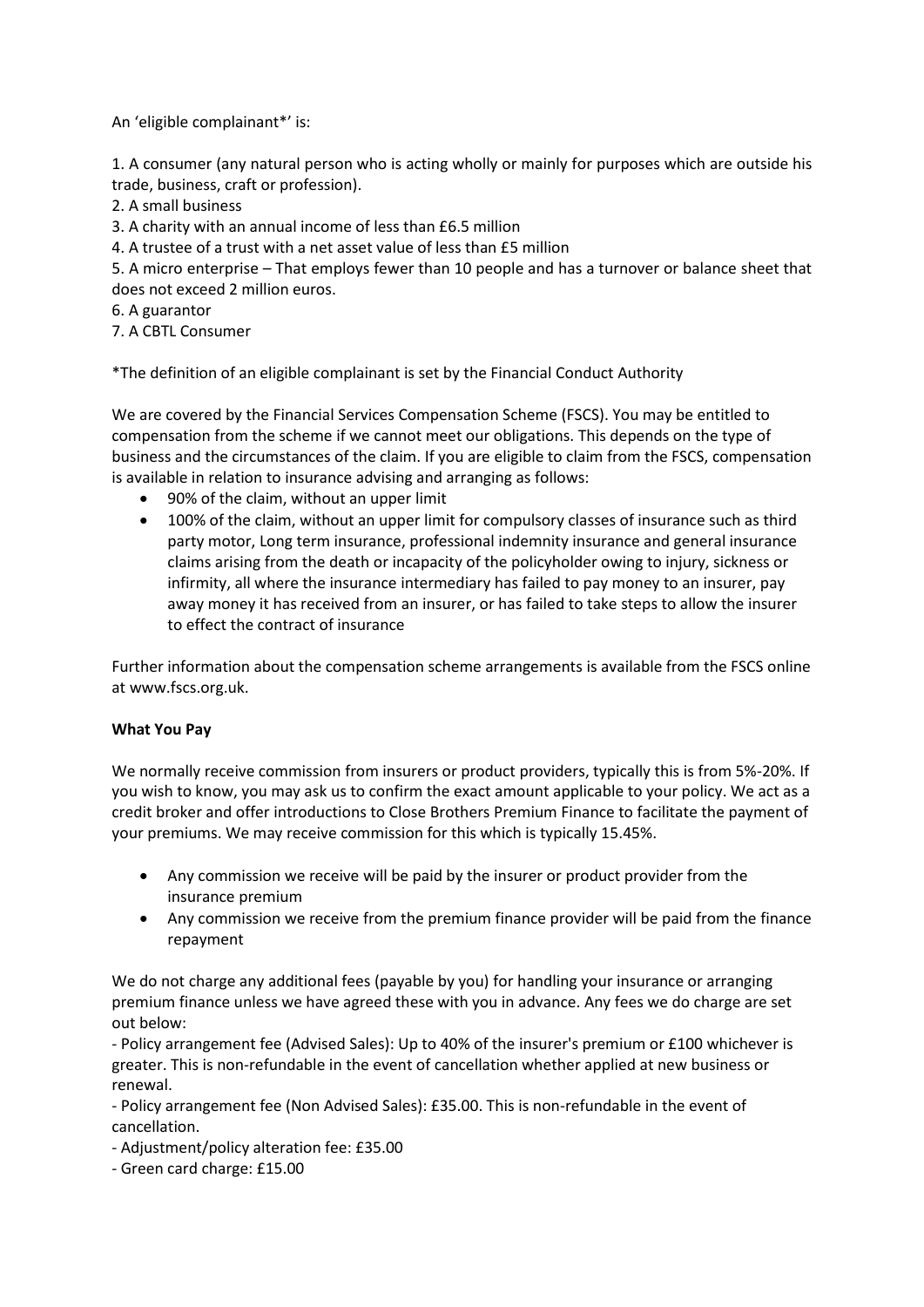An 'eligible complainant*' is:

1. A consumer (any natural person who is acting wholly or mainly for purposes which are outside his trade, business, craft or profession).
2. A small business
3. A charity with an annual income of less than £6.5 million
4. A trustee of a trust with a net asset value of less than £5 million
5. A micro enterprise – That employs fewer than 10 people and has a turnover or balance sheet that does not exceed 2 million euros.
6. A guarantor
7. A CBTL Consumer

*The definition of an eligible complainant is set by the Financial Conduct Authority

We are covered by the Financial Services Compensation Scheme (FSCS). You may be entitled to compensation from the scheme if we cannot meet our obligations. This depends on the type of business and the circumstances of the claim. If you are eligible to claim from the FSCS, compensation is available in relation to insurance advising and arranging as follows:

- 90% of the claim, without an upper limit
- 100% of the claim, without an upper limit for compulsory classes of insurance such as third party motor, Long term insurance, professional indemnity insurance and general insurance claims arising from the death or incapacity of the policyholder owing to injury, sickness or infirmity, all where the insurance intermediary has failed to pay money to an insurer, pay away money it has received from an insurer, or has failed to take steps to allow the insurer to effect the contract of insurance

Further information about the compensation scheme arrangements is available from the FSCS online at www.fscs.org.uk.

**What You Pay**

We normally receive commission from insurers or product providers, typically this is from 5%-20%. If you wish to know, you may ask us to confirm the exact amount applicable to your policy. We act as a credit broker and offer introductions to Close Brothers Premium Finance to facilitate the payment of your premiums. We may receive commission for this which is typically 15.45%.

- Any commission we receive will be paid by the insurer or product provider from the insurance premium
- Any commission we receive from the premium finance provider will be paid from the finance repayment

We do not charge any additional fees (payable by you) for handling your insurance or arranging premium finance unless we have agreed these with you in advance. Any fees we do charge are set out below:

- Policy arrangement fee (Advised Sales): Up to 40% of the insurer's premium or £100 whichever is greater. This is non-refundable in the event of cancellation whether applied at new business or renewal.
- Policy arrangement fee (Non Advised Sales): £35.00. This is non-refundable in the event of cancellation.
- Adjustment/policy alteration fee: £35.00
- Green card charge: £15.00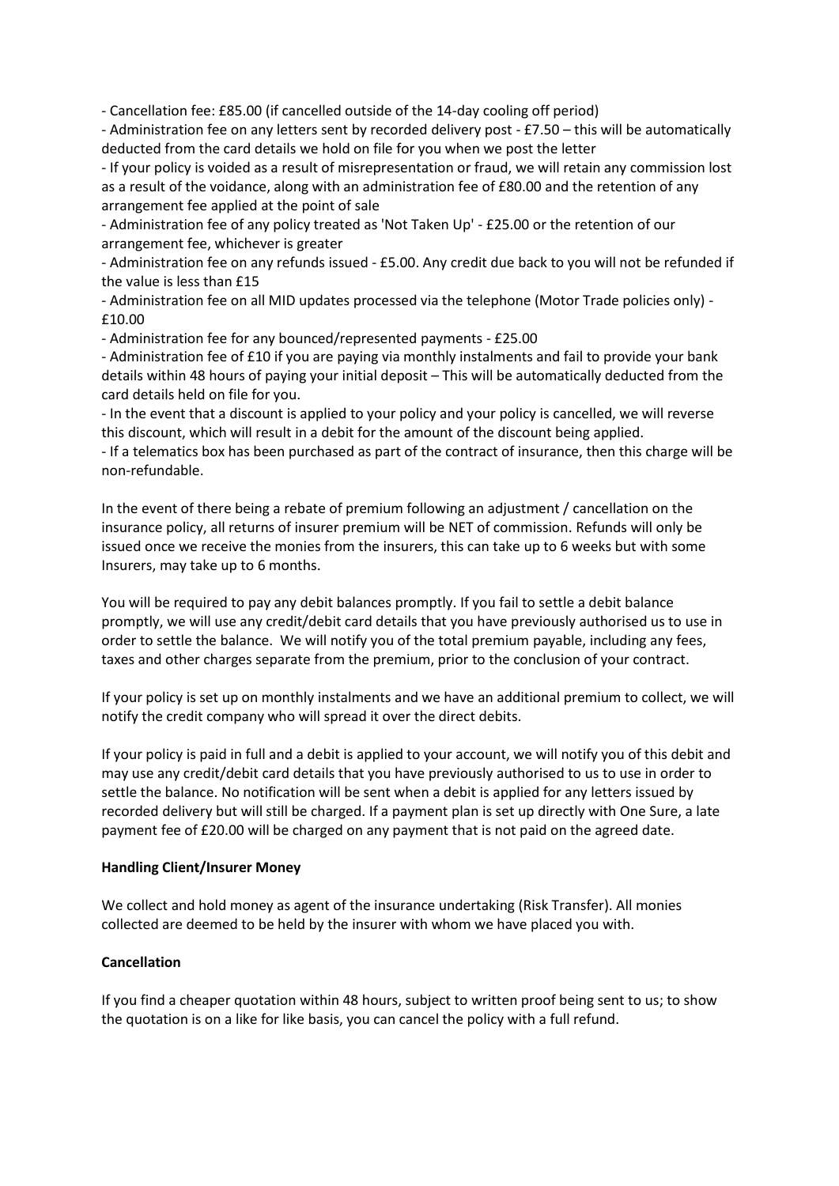- Cancellation fee: £85.00 (if cancelled outside of the 14-day cooling off period)
- Administration fee on any letters sent by recorded delivery post - £7.50 – this will be automatically deducted from the card details we hold on file for you when we post the letter
- If your policy is voided as a result of misrepresentation or fraud, we will retain any commission lost as a result of the voidance, along with an administration fee of £80.00 and the retention of any arrangement fee applied at the point of sale
- Administration fee of any policy treated as 'Not Taken Up' - £25.00 or the retention of our arrangement fee, whichever is greater
- Administration fee on any refunds issued - £5.00. Any credit due back to you will not be refunded if the value is less than £15
- Administration fee on all MID updates processed via the telephone (Motor Trade policies only) - £10.00
- Administration fee for any bounced/represented payments - £25.00
- Administration fee of £10 if you are paying via monthly instalments and fail to provide your bank details within 48 hours of paying your initial deposit – This will be automatically deducted from the card details held on file for you.
- In the event that a discount is applied to your policy and your policy is cancelled, we will reverse this discount, which will result in a debit for the amount of the discount being applied.
- If a telematics box has been purchased as part of the contract of insurance, then this charge will be non-refundable.

In the event of there being a rebate of premium following an adjustment / cancellation on the insurance policy, all returns of insurer premium will be NET of commission. Refunds will only be issued once we receive the monies from the insurers, this can take up to 6 weeks but with some Insurers, may take up to 6 months.

You will be required to pay any debit balances promptly. If you fail to settle a debit balance promptly, we will use any credit/debit card details that you have previously authorised us to use in order to settle the balance. We will notify you of the total premium payable, including any fees, taxes and other charges separate from the premium, prior to the conclusion of your contract.

If your policy is set up on monthly instalments and we have an additional premium to collect, we will notify the credit company who will spread it over the direct debits.

If your policy is paid in full and a debit is applied to your account, we will notify you of this debit and may use any credit/debit card details that you have previously authorised to us to use in order to settle the balance. No notification will be sent when a debit is applied for any letters issued by recorded delivery but will still be charged. If a payment plan is set up directly with One Sure, a late payment fee of £20.00 will be charged on any payment that is not paid on the agreed date.

**Handling Client/Insurer Money**

We collect and hold money as agent of the insurance undertaking (Risk Transfer). All monies collected are deemed to be held by the insurer with whom we have placed you with.

**Cancellation**

If you find a cheaper quotation within 48 hours, subject to written proof being sent to us; to show the quotation is on a like for like basis, you can cancel the policy with a full refund.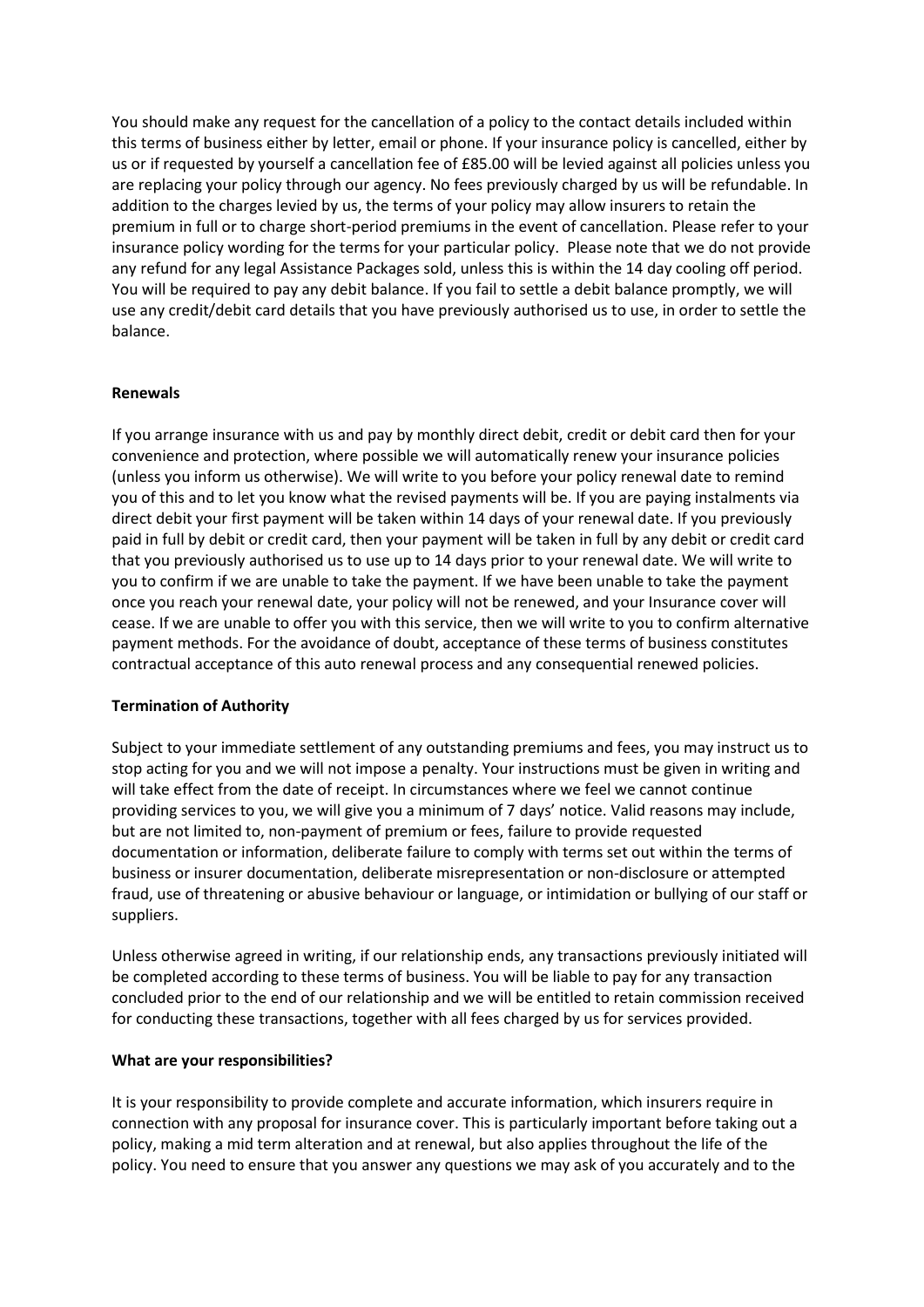You should make any request for the cancellation of a policy to the contact details included within this terms of business either by letter, email or phone. If your insurance policy is cancelled, either by us or if requested by yourself a cancellation fee of £85.00 will be levied against all policies unless you are replacing your policy through our agency. No fees previously charged by us will be refundable. In addition to the charges levied by us, the terms of your policy may allow insurers to retain the premium in full or to charge short-period premiums in the event of cancellation. Please refer to your insurance policy wording for the terms for your particular policy. Please note that we do not provide any refund for any legal Assistance Packages sold, unless this is within the 14 day cooling off period. You will be required to pay any debit balance. If you fail to settle a debit balance promptly, we will use any credit/debit card details that you have previously authorised us to use, in order to settle the balance.

**Renewals**

If you arrange insurance with us and pay by monthly direct debit, credit or debit card then for your convenience and protection, where possible we will automatically renew your insurance policies (unless you inform us otherwise). We will write to you before your policy renewal date to remind you of this and to let you know what the revised payments will be. If you are paying instalments via direct debit your first payment will be taken within 14 days of your renewal date. If you previously paid in full by debit or credit card, then your payment will be taken in full by any debit or credit card that you previously authorised us to use up to 14 days prior to your renewal date. We will write to you to confirm if we are unable to take the payment. If we have been unable to take the payment once you reach your renewal date, your policy will not be renewed, and your Insurance cover will cease. If we are unable to offer you with this service, then we will write to you to confirm alternative payment methods. For the avoidance of doubt, acceptance of these terms of business constitutes contractual acceptance of this auto renewal process and any consequential renewed policies.

**Termination of Authority**

Subject to your immediate settlement of any outstanding premiums and fees, you may instruct us to stop acting for you and we will not impose a penalty. Your instructions must be given in writing and will take effect from the date of receipt. In circumstances where we feel we cannot continue providing services to you, we will give you a minimum of 7 days' notice. Valid reasons may include, but are not limited to, non-payment of premium or fees, failure to provide requested documentation or information, deliberate failure to comply with terms set out within the terms of business or insurer documentation, deliberate misrepresentation or non-disclosure or attempted fraud, use of threatening or abusive behaviour or language, or intimidation or bullying of our staff or suppliers.

Unless otherwise agreed in writing, if our relationship ends, any transactions previously initiated will be completed according to these terms of business. You will be liable to pay for any transaction concluded prior to the end of our relationship and we will be entitled to retain commission received for conducting these transactions, together with all fees charged by us for services provided.

**What are your responsibilities?**

It is your responsibility to provide complete and accurate information, which insurers require in connection with any proposal for insurance cover. This is particularly important before taking out a policy, making a mid term alteration and at renewal, but also applies throughout the life of the policy. You need to ensure that you answer any questions we may ask of you accurately and to the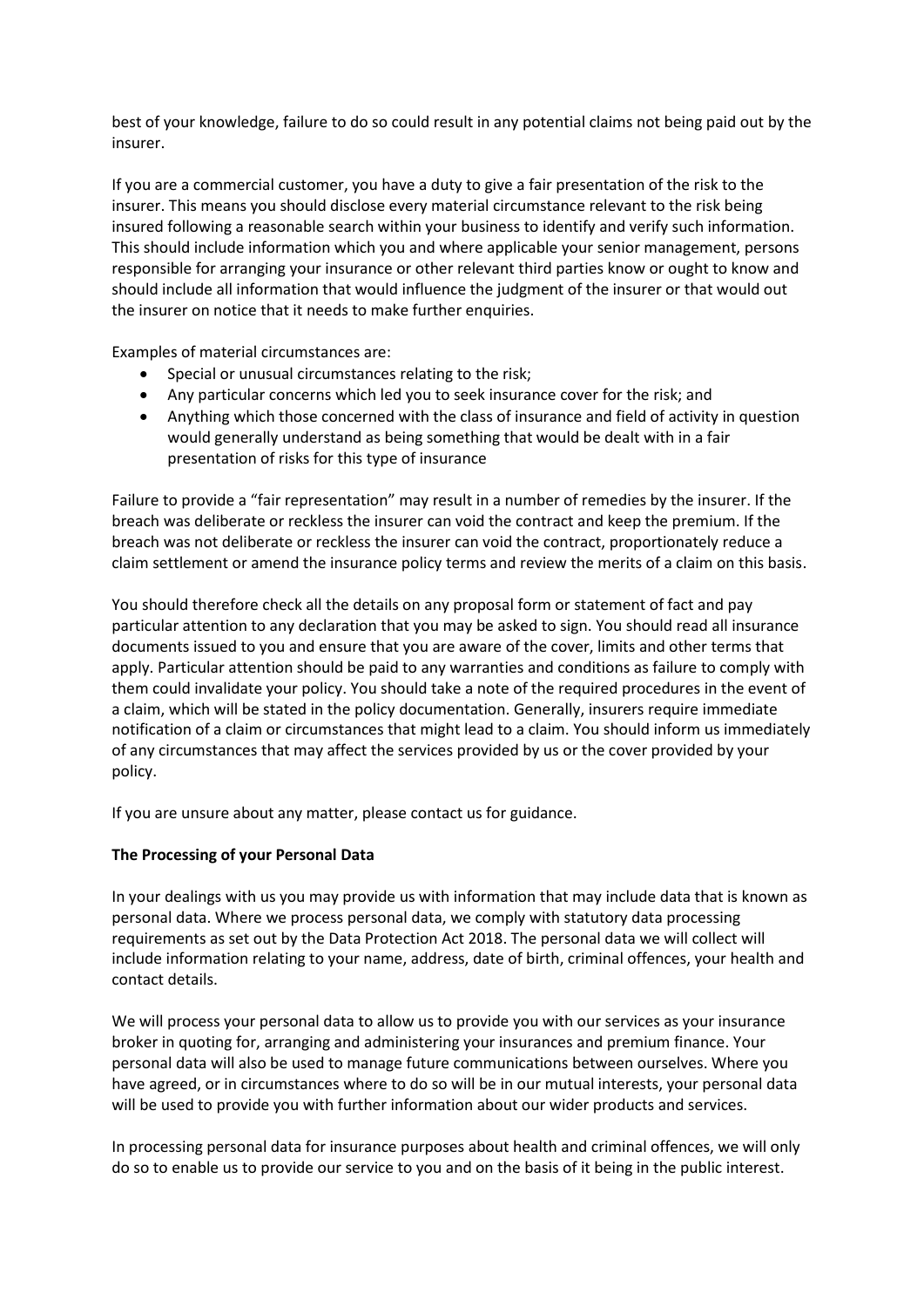best of your knowledge, failure to do so could result in any potential claims not being paid out by the insurer.

If you are a commercial customer, you have a duty to give a fair presentation of the risk to the insurer. This means you should disclose every material circumstance relevant to the risk being insured following a reasonable search within your business to identify and verify such information. This should include information which you and where applicable your senior management, persons responsible for arranging your insurance or other relevant third parties know or ought to know and should include all information that would influence the judgment of the insurer or that would out the insurer on notice that it needs to make further enquiries.

Examples of material circumstances are:

- Special or unusual circumstances relating to the risk;
- Any particular concerns which led you to seek insurance cover for the risk; and
- Anything which those concerned with the class of insurance and field of activity in question would generally understand as being something that would be dealt with in a fair presentation of risks for this type of insurance

Failure to provide a "fair representation" may result in a number of remedies by the insurer. If the breach was deliberate or reckless the insurer can void the contract and keep the premium. If the breach was not deliberate or reckless the insurer can void the contract, proportionately reduce a claim settlement or amend the insurance policy terms and review the merits of a claim on this basis.

You should therefore check all the details on any proposal form or statement of fact and pay particular attention to any declaration that you may be asked to sign. You should read all insurance documents issued to you and ensure that you are aware of the cover, limits and other terms that apply. Particular attention should be paid to any warranties and conditions as failure to comply with them could invalidate your policy. You should take a note of the required procedures in the event of a claim, which will be stated in the policy documentation. Generally, insurers require immediate notification of a claim or circumstances that might lead to a claim. You should inform us immediately of any circumstances that may affect the services provided by us or the cover provided by your policy.

If you are unsure about any matter, please contact us for guidance.

**The Processing of your Personal Data**

In your dealings with us you may provide us with information that may include data that is known as personal data. Where we process personal data, we comply with statutory data processing requirements as set out by the Data Protection Act 2018. The personal data we will collect will include information relating to your name, address, date of birth, criminal offences, your health and contact details.

We will process your personal data to allow us to provide you with our services as your insurance broker in quoting for, arranging and administering your insurances and premium finance. Your personal data will also be used to manage future communications between ourselves. Where you have agreed, or in circumstances where to do so will be in our mutual interests, your personal data will be used to provide you with further information about our wider products and services.

In processing personal data for insurance purposes about health and criminal offences, we will only do so to enable us to provide our service to you and on the basis of it being in the public interest.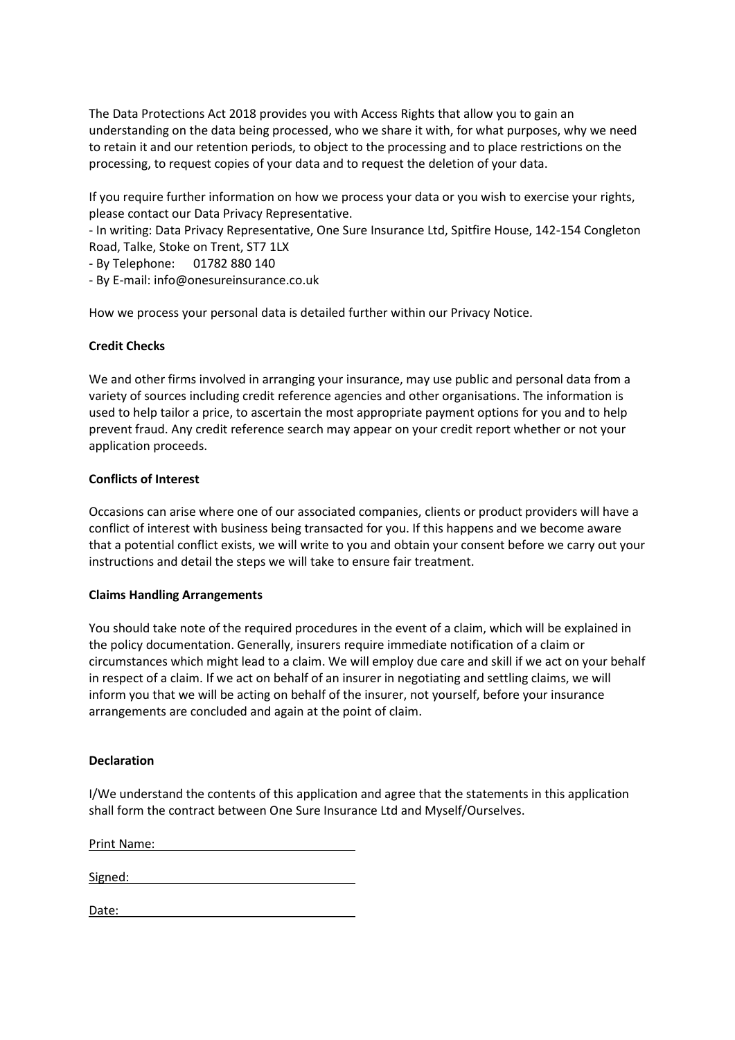The Data Protections Act 2018 provides you with Access Rights that allow you to gain an understanding on the data being processed, who we share it with, for what purposes, why we need to retain it and our retention periods, to object to the processing and to place restrictions on the processing, to request copies of your data and to request the deletion of your data.

If you require further information on how we process your data or you wish to exercise your rights, please contact our Data Privacy Representative.

- In writing: Data Privacy Representative, One Sure Insurance Ltd, Spitfire House, 142-154 Congleton Road, Talke, Stoke on Trent, ST7 1LX
- By Telephone: 01782 880 140
- By E-mail: info@onesureinsurance.co.uk

How we process your personal data is detailed further within our Privacy Notice.

**Credit Checks**

We and other firms involved in arranging your insurance, may use public and personal data from a variety of sources including credit reference agencies and other organisations. The information is used to help tailor a price, to ascertain the most appropriate payment options for you and to help prevent fraud. Any credit reference search may appear on your credit report whether or not your application proceeds.

**Conflicts of Interest**

Occasions can arise where one of our associated companies, clients or product providers will have a conflict of interest with business being transacted for you. If this happens and we become aware that a potential conflict exists, we will write to you and obtain your consent before we carry out your instructions and detail the steps we will take to ensure fair treatment.

**Claims Handling Arrangements**

You should take note of the required procedures in the event of a claim, which will be explained in the policy documentation. Generally, insurers require immediate notification of a claim or circumstances which might lead to a claim. We will employ due care and skill if we act on your behalf in respect of a claim. If we act on behalf of an insurer in negotiating and settling claims, we will inform you that we will be acting on behalf of the insurer, not yourself, before your insurance arrangements are concluded and again at the point of claim.

**Declaration**

I/We understand the contents of this application and agree that the statements in this application shall form the contract between One Sure Insurance Ltd and Myself/Ourselves.

Print Name: ______________________________

Signed: ______________________________

Date: ______________________________